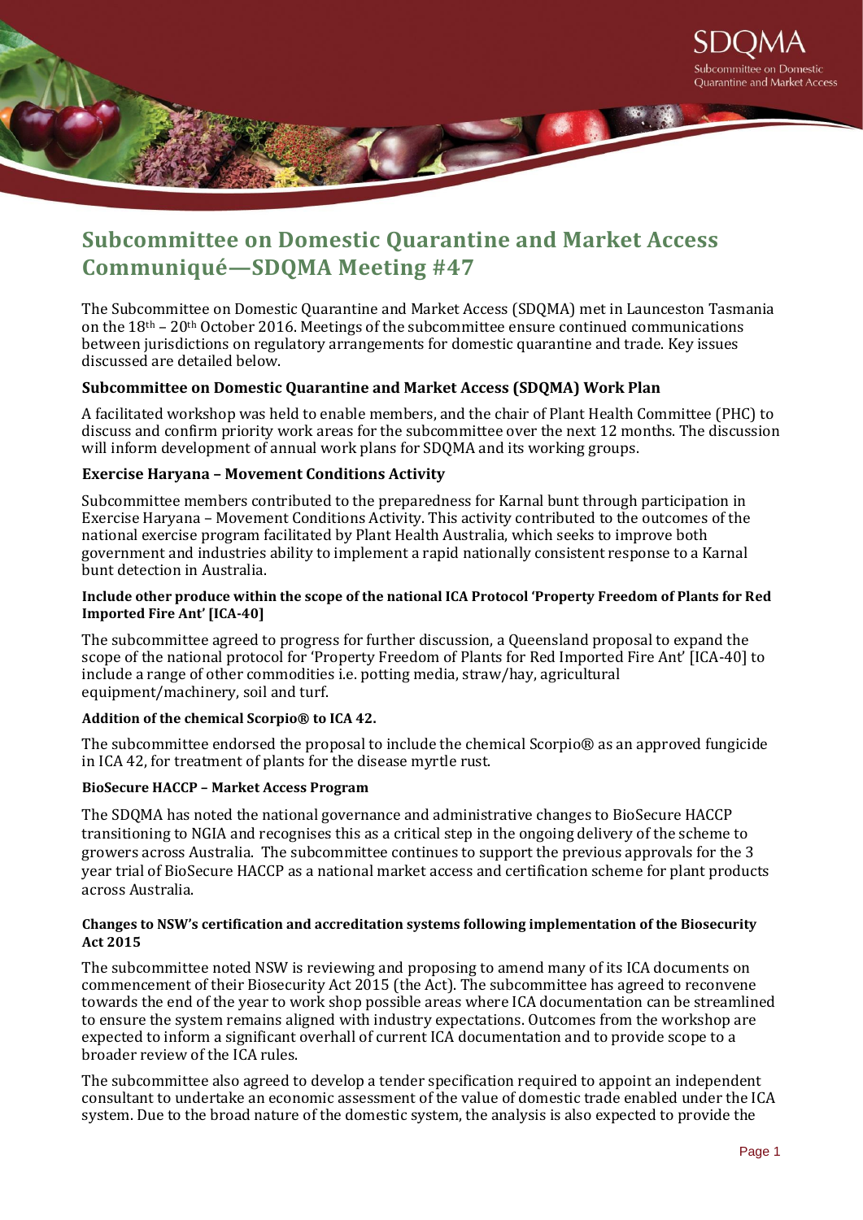# Subcommittee on Domestic Quarantine and Market Access Communiqué—SDQMA Meeting #47

The Subcommittee on Domestic Quarantine and Market Access (SDQMA) met in Launceston Tasmania on the 18th – 20th October 2016. Meetings of the subcommittee ensure continued communications between jurisdictions on regulatory arrangements for domestic quarantine and trade. Key issues discussed are detailed below.

## Subcommittee on Domestic Quarantine and Market Access (SDQMA) Work Plan

A facilitated workshop was held to enable members, and the chair of Plant Health Committee (PHC) to discuss and confirm priority work areas for the subcommittee over the next 12 months. The discussion will inform development of annual work plans for SDQMA and its working groups.

## Exercise Haryana – Movement Conditions Activity

Subcommittee members contributed to the preparedness for Karnal bunt through participation in Exercise Haryana – Movement Conditions Activity. This activity contributed to the outcomes of the national exercise program facilitated by Plant Health Australia, which seeks to improve both government and industries ability to implement a rapid nationally consistent response to a Karnal bunt detection in Australia.

### Include other produce within the scope of the national ICA Protocol 'Property Freedom of Plants for Red Imported Fire Ant' [ICA-40]

The subcommittee agreed to progress for further discussion, a Queensland proposal to expand the scope of the national protocol for 'Property Freedom of Plants for Red Imported Fire Ant' [ICA-40] to include a range of other commodities i.e. potting media, straw/hay, agricultural equipment/machinery, soil and turf.

### Addition of the chemical Scorpio® to ICA 42.

The subcommittee endorsed the proposal to include the chemical Scorpio® as an approved fungicide in ICA 42, for treatment of plants for the disease myrtle rust.

### BioSecure HACCP – Market Access Program

The SDQMA has noted the national governance and administrative changes to BioSecure HACCP transitioning to NGIA and recognises this as a critical step in the ongoing delivery of the scheme to growers across Australia. The subcommittee continues to support the previous approvals for the 3 year trial of BioSecure HACCP as a national market access and certification scheme for plant products across Australia.

### Changes to NSW's certification and accreditation systems following implementation of the Biosecurity Act 2015

The subcommittee noted NSW is reviewing and proposing to amend many of its ICA documents on commencement of their Biosecurity Act 2015 (the Act). The subcommittee has agreed to reconvene towards the end of the year to work shop possible areas where ICA documentation can be streamlined to ensure the system remains aligned with industry expectations. Outcomes from the workshop are expected to inform a significant overhall of current ICA documentation and to provide scope to a broader review of the ICA rules.

The subcommittee also agreed to develop a tender specification required to appoint an independent consultant to undertake an economic assessment of the value of domestic trade enabled under the ICA system. Due to the broad nature of the domestic system, the analysis is also expected to provide the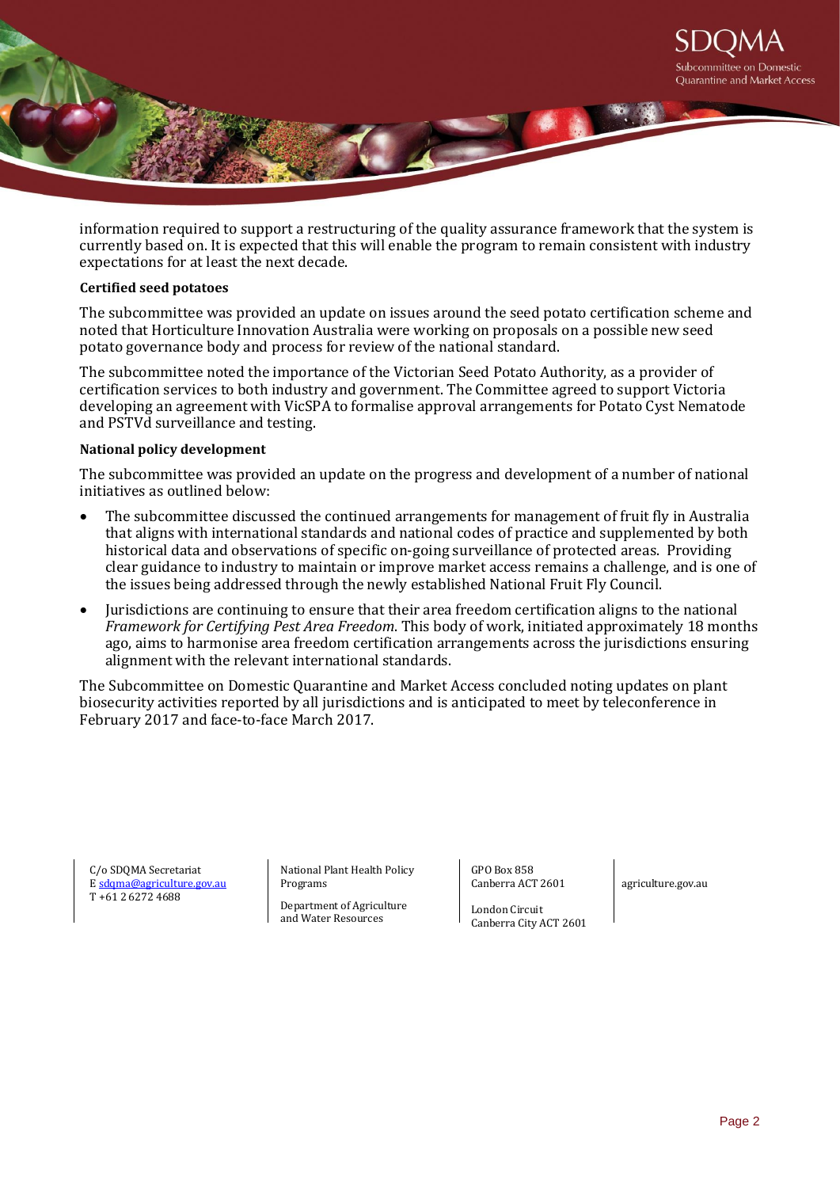information required to support a restructuring of the quality assurance framework that the system is currently based on. It is expected that this will enable the program to remain consistent with industry expectations for at least the next decade.

**Certified seed potatoes**

The subcommittee was provided an update on issues around the seed potato certification scheme and noted that Horticulture Innovation Australia were working on proposals on a possible new seed potato governance body and process for review of the national standard.

The subcommittee noted the importance of the Victorian Seed Potato Authority, as a provider of certification services to both industry and government. The Committee agreed to support Victoria developing an agreement with VicSPA to formalise approval arrangements for Potato Cyst Nematode and PSTVd surveillance and testing.

**National policy development**

The subcommittee was provided an update on the progress and development of a number of national initiatives as outlined below:

- The subcommittee discussed the continued arrangements for management of fruit fly in Australia that aligns with international standards and national codes of practice and supplemented by both historical data and observations of specific on-going surveillance of protected areas. Providing clear guidance to industry to maintain or improve market access remains a challenge, and is one of the issues being addressed through the newly established National Fruit Fly Council.
- Jurisdictions are continuing to ensure that their area freedom certification aligns to the national *Framework for Certifying Pest Area Freedom*. This body of work, initiated approximately 18 months ago, aims to harmonise area freedom certification arrangements across the jurisdictions ensuring alignment with the relevant international standards.

The Subcommittee on Domestic Quarantine and Market Access concluded noting updates on plant biosecurity activities reported by all jurisdictions and is anticipated to meet by teleconference in February 2017 and face-to-face March 2017.

C/o SDQMA Secretariat
E sdqma@agriculture.gov.au
T +61 2 6272 4688

National Plant Health Policy Programs

Department of Agriculture and Water Resources

GPO Box 858
Canberra ACT 2601

London Circuit
Canberra City ACT 2601

agriculture.gov.au